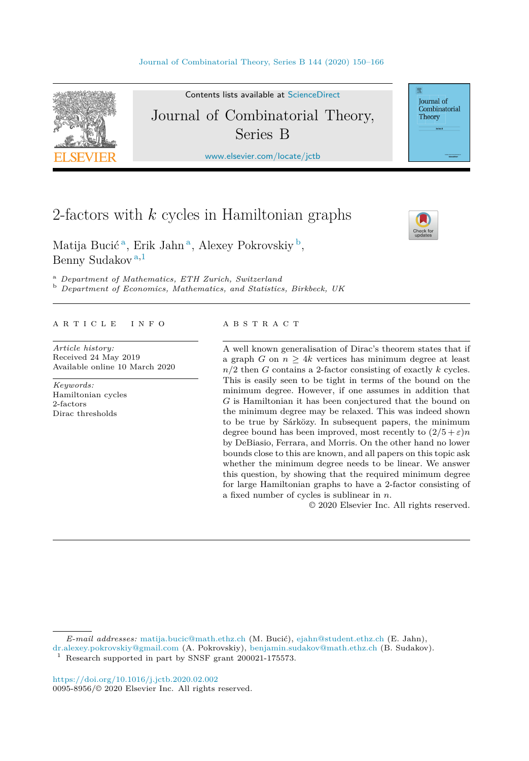# 2-factors with $k$ cycles in Hamiltonian graphs

Matija Bucić [a], Erik Jahn [a], Alexey Pokrovskiy [b], Benny Sudakov [a,1]

[a] *Department of Mathematics, ETH Zurich, Switzerland*
[b] *Department of Economics, Mathematics, and Statistics, Birkbeck, UK*

## ARTICLE INFO

*Article history:*
Received 24 May 2019
Available online 10 March 2020

*Keywords:*
Hamiltonian cycles
2-factors
Dirac thresholds

## ABSTRACT

A well known generalisation of Dirac's theorem states that if a graph $G$ on $n \geq 4k$ vertices has minimum degree at least $n/2$ then $G$ contains a 2-factor consisting of exactly $k$ cycles. This is easily seen to be tight in terms of the bound on the minimum degree. However, if one assumes in addition that $G$ is Hamiltonian it has been conjectured that the bound on the minimum degree may be relaxed. This was indeed shown to be true by Sárközy. In subsequent papers, the minimum degree bound has been improved, most recently to $(2/5 + \varepsilon)n$ by DeBiasio, Ferrara, and Morris. On the other hand no lower bounds close to this are known, and all papers on this topic ask whether the minimum degree needs to be linear. We answer this question, by showing that the required minimum degree for large Hamiltonian graphs to have a 2-factor consisting of a fixed number of cycles is sublinear in $n$.

© 2020 Elsevier Inc. All rights reserved.

*E-mail addresses:* matija.bucic@math.ethz.ch (M. Bucić), ejahn@student.ethz.ch (E. Jahn), dr.alexey.pokrovskiy@gmail.com (A. Pokrovskiy), benjamin.sudakov@math.ethz.ch (B. Sudakov).

[1] Research supported in part by SNSF grant 200021-175573.

https://doi.org/10.1016/j.jctb.2020.02.002
0095-8956/© 2020 Elsevier Inc. All rights reserved.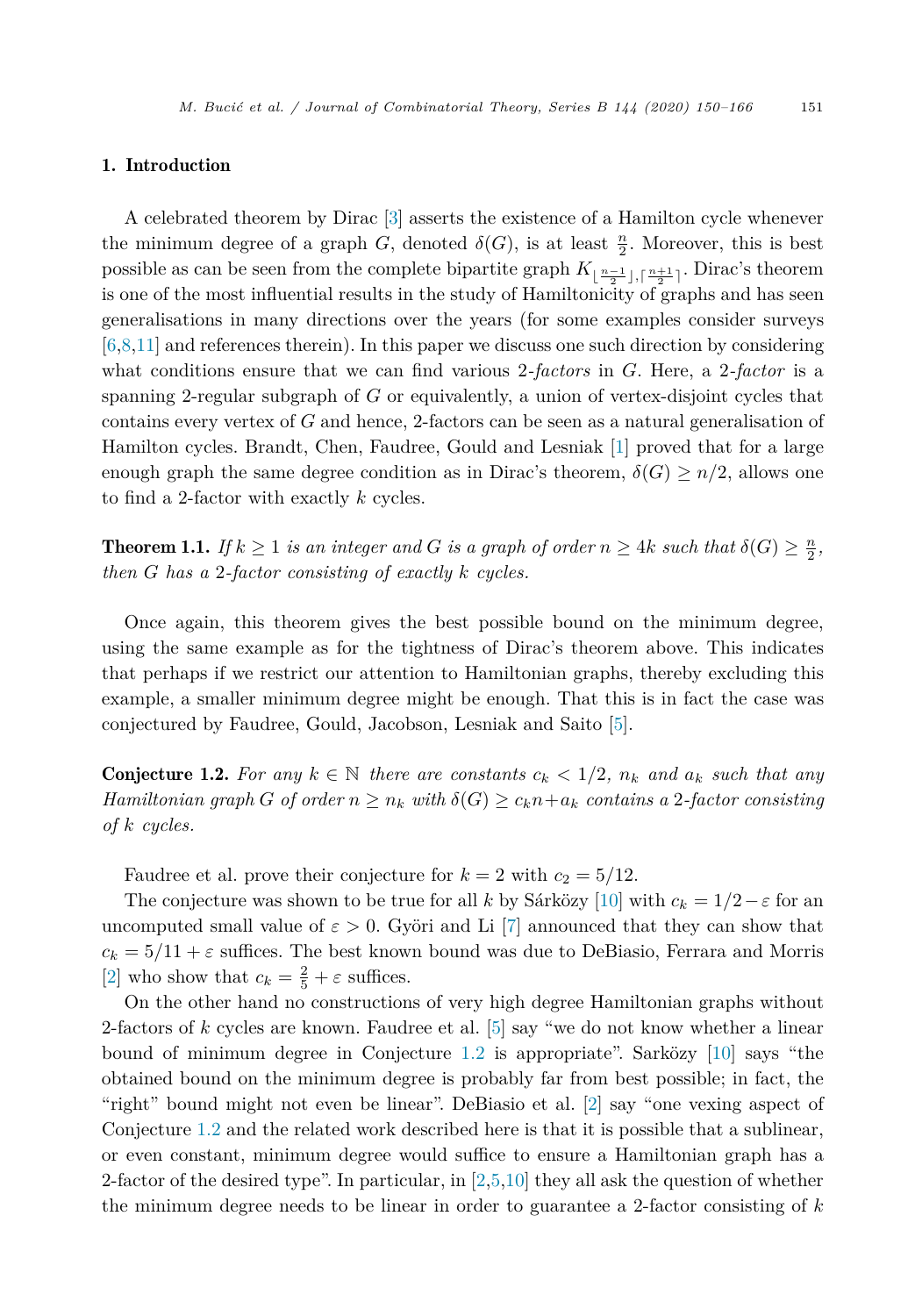## 1. Introduction

A celebrated theorem by Dirac [3] asserts the existence of a Hamilton cycle whenever the minimum degree of a graph $G$, denoted $\delta(G)$, is at least $\frac{n}{2}$. Moreover, this is best possible as can be seen from the complete bipartite graph $K_{\lfloor \frac{n-1}{2} \rfloor, \lceil \frac{n+1}{2} \rceil}$. Dirac's theorem is one of the most influential results in the study of Hamiltonicity of graphs and has seen generalisations in many directions over the years (for some examples consider surveys [6,8,11] and references therein). In this paper we discuss one such direction by considering what conditions ensure that we can find various 2-*factors* in $G$. Here, a 2-*factor* is a spanning 2-regular subgraph of $G$ or equivalently, a union of vertex-disjoint cycles that contains every vertex of $G$ and hence, 2-factors can be seen as a natural generalisation of Hamilton cycles. Brandt, Chen, Faudree, Gould and Lesniak [1] proved that for a large enough graph the same degree condition as in Dirac's theorem, $\delta(G) \geq n/2$, allows one to find a 2-factor with exactly $k$ cycles.

**Theorem 1.1.** *If $k \geq 1$ is an integer and $G$ is a graph of order $n \geq 4k$ such that $\delta(G) \geq \frac{n}{2}$, then $G$ has a 2-factor consisting of exactly $k$ cycles.*

Once again, this theorem gives the best possible bound on the minimum degree, using the same example as for the tightness of Dirac's theorem above. This indicates that perhaps if we restrict our attention to Hamiltonian graphs, thereby excluding this example, a smaller minimum degree might be enough. That this is in fact the case was conjectured by Faudree, Gould, Jacobson, Lesniak and Saito [5].

**Conjecture 1.2.** *For any $k \in \mathbb{N}$ there are constants $c_k < 1/2$, $n_k$ and $a_k$ such that any Hamiltonian graph $G$ of order $n \geq n_k$ with $\delta(G) \geq c_k n + a_k$ contains a 2-factor consisting of $k$ cycles.*

Faudree et al. prove their conjecture for $k = 2$ with $c_2 = 5/12$.

The conjecture was shown to be true for all $k$ by Sárközy [10] with $c_k = 1/2 - \varepsilon$ for an uncomputed small value of $\varepsilon > 0$. Györi and Li [7] announced that they can show that $c_k = 5/11 + \varepsilon$ suffices. The best known bound was due to DeBiasio, Ferrara and Morris [2] who show that $c_k = \frac{2}{5} + \varepsilon$ suffices.

On the other hand no constructions of very high degree Hamiltonian graphs without 2-factors of $k$ cycles are known. Faudree et al. [5] say "we do not know whether a linear bound of minimum degree in Conjecture 1.2 is appropriate". Sarközy [10] says "the obtained bound on the minimum degree is probably far from best possible; in fact, the "right" bound might not even be linear". DeBiasio et al. [2] say "one vexing aspect of Conjecture 1.2 and the related work described here is that it is possible that a sublinear, or even constant, minimum degree would suffice to ensure a Hamiltonian graph has a 2-factor of the desired type". In particular, in [2,5,10] they all ask the question of whether the minimum degree needs to be linear in order to guarantee a 2-factor consisting of $k$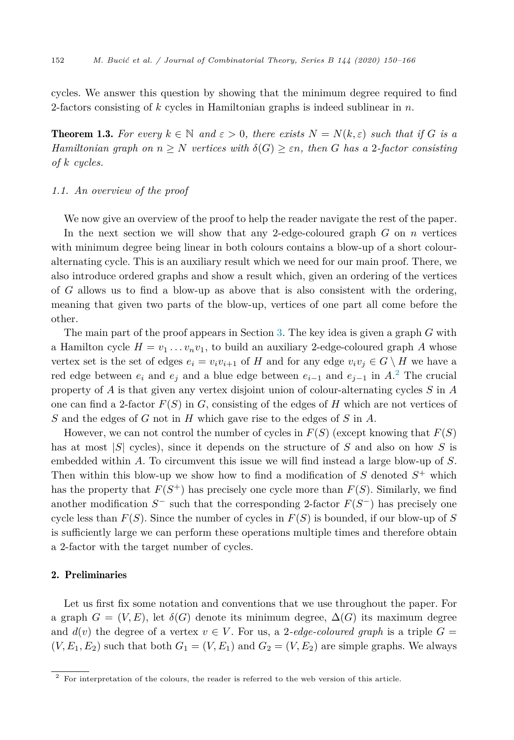cycles. We answer this question by showing that the minimum degree required to find 2-factors consisting of $k$ cycles in Hamiltonian graphs is indeed sublinear in $n$.

**Theorem 1.3.** *For every $k \in \mathbb{N}$ and $\varepsilon > 0$, there exists $N = N(k, \varepsilon)$ such that if $G$ is a Hamiltonian graph on $n \geq N$ vertices with $\delta(G) \geq \varepsilon n$, then $G$ has a 2-factor consisting of $k$ cycles.*

### 1.1. An overview of the proof

We now give an overview of the proof to help the reader navigate the rest of the paper.

In the next section we will show that any 2-edge-coloured graph $G$ on $n$ vertices with minimum degree being linear in both colours contains a blow-up of a short colour-alternating cycle. This is an auxiliary result which we need for our main proof. There, we also introduce ordered graphs and show a result which, given an ordering of the vertices of $G$ allows us to find a blow-up as above that is also consistent with the ordering, meaning that given two parts of the blow-up, vertices of one part all come before the other.

The main part of the proof appears in Section 3. The key idea is given a graph $G$ with a Hamilton cycle $H = v_1 \dots v_n v_1$, to build an auxiliary 2-edge-coloured graph $A$ whose vertex set is the set of edges $e_i = v_i v_{i+1}$ of $H$ and for any edge $v_i v_j \in G \setminus H$ we have a red edge between $e_i$ and $e_j$ and a blue edge between $e_{i-1}$ and $e_{j-1}$ in $A$.[2] The crucial property of $A$ is that given any vertex disjoint union of colour-alternating cycles $S$ in $A$ one can find a 2-factor $F(S)$ in $G$, consisting of the edges of $H$ which are not vertices of $S$ and the edges of $G$ not in $H$ which gave rise to the edges of $S$ in $A$.

However, we can not control the number of cycles in $F(S)$ (except knowing that $F(S)$ has at most $|S|$ cycles), since it depends on the structure of $S$ and also on how $S$ is embedded within $A$. To circumvent this issue we will find instead a large blow-up of $S$. Then within this blow-up we show how to find a modification of $S$ denoted $S^+$ which has the property that $F(S^+)$ has precisely one cycle more than $F(S)$. Similarly, we find another modification $S^-$ such that the corresponding 2-factor $F(S^-)$ has precisely one cycle less than $F(S)$. Since the number of cycles in $F(S)$ is bounded, if our blow-up of $S$ is sufficiently large we can perform these operations multiple times and therefore obtain a 2-factor with the target number of cycles.

## 2. Preliminaries

Let us first fix some notation and conventions that we use throughout the paper. For a graph $G = (V, E)$, let $\delta(G)$ denote its minimum degree, $\Delta(G)$ its maximum degree and $d(v)$ the degree of a vertex $v \in V$. For us, a *2-edge-coloured graph* is a triple $G = (V, E_1, E_2)$ such that both $G_1 = (V, E_1)$ and $G_2 = (V, E_2)$ are simple graphs. We always

[2] For interpretation of the colours, the reader is referred to the web version of this article.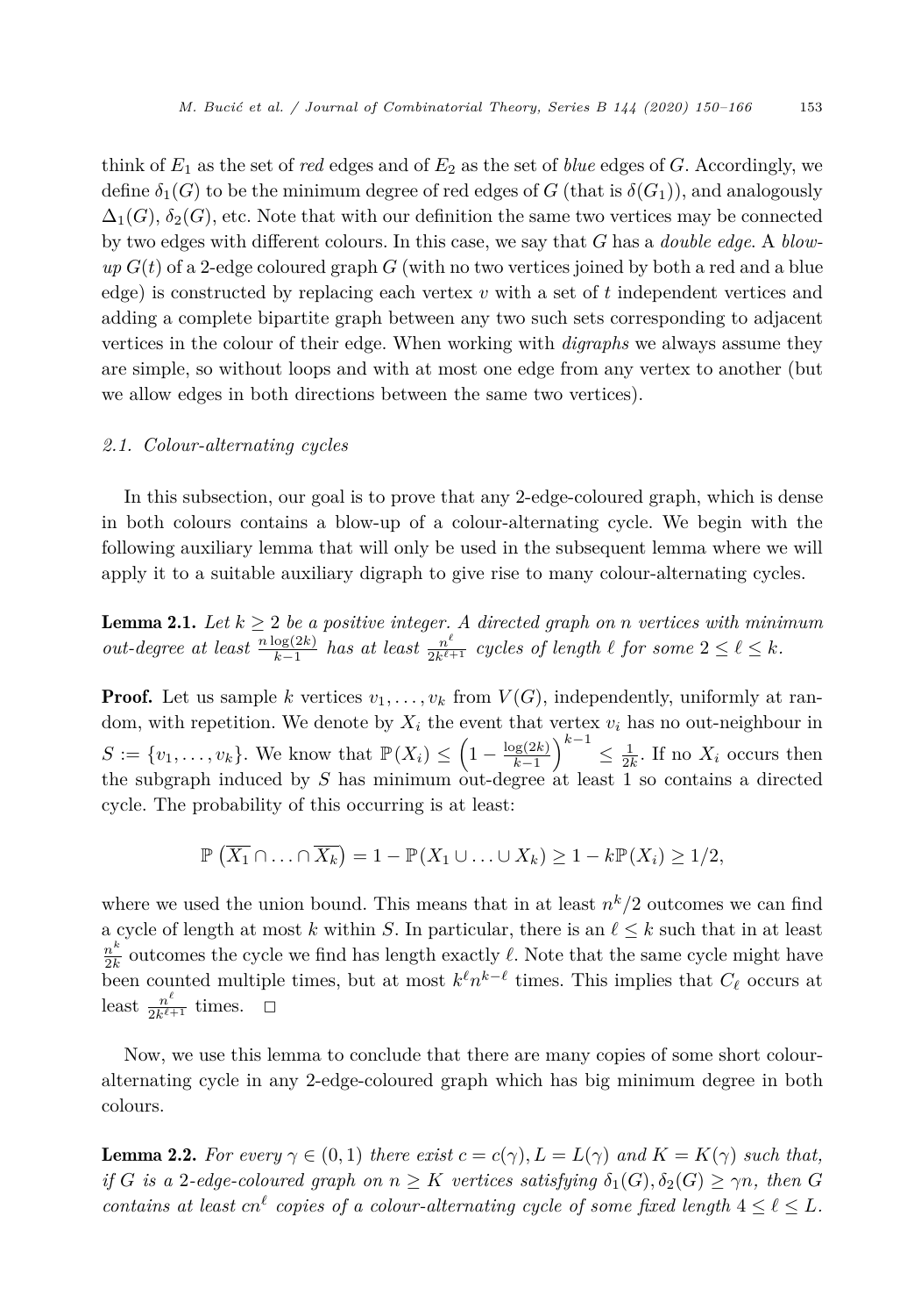think of $E_1$ as the set of *red* edges and of $E_2$ as the set of *blue* edges of $G$. Accordingly, we define $\delta_1(G)$ to be the minimum degree of red edges of $G$ (that is $\delta(G_1)$), and analogously $\Delta_1(G)$, $\delta_2(G)$, etc. Note that with our definition the same two vertices may be connected by two edges with different colours. In this case, we say that $G$ has a *double edge*. A *blow-up* $G(t)$ of a 2-edge coloured graph $G$ (with no two vertices joined by both a red and a blue edge) is constructed by replacing each vertex $v$ with a set of $t$ independent vertices and adding a complete bipartite graph between any two such sets corresponding to adjacent vertices in the colour of their edge. When working with *digraphs* we always assume they are simple, so without loops and with at most one edge from any vertex to another (but we allow edges in both directions between the same two vertices).

### *2.1. Colour-alternating cycles*

In this subsection, our goal is to prove that any 2-edge-coloured graph, which is dense in both colours contains a blow-up of a colour-alternating cycle. We begin with the following auxiliary lemma that will only be used in the subsequent lemma where we will apply it to a suitable auxiliary digraph to give rise to many colour-alternating cycles.

**Lemma 2.1.** *Let $k \geq 2$ be a positive integer. A directed graph on $n$ vertices with minimum out-degree at least $\frac{n \log(2k)}{k-1}$ has at least $\frac{n^\ell}{2k^{\ell+1}}$ cycles of length $\ell$ for some $2 \leq \ell \leq k$.*

**Proof.** Let us sample $k$ vertices $v_1, \ldots, v_k$ from $V(G)$, independently, uniformly at random, with repetition. We denote by $X_i$ the event that vertex $v_i$ has no out-neighbour in $S := \{v_1, \ldots, v_k\}$. We know that $\mathbb{P}(X_i) \leq \left(1 - \frac{\log(2k)}{k-1}\right)^{k-1} \leq \frac{1}{2k}$. If no $X_i$ occurs then the subgraph induced by $S$ has minimum out-degree at least 1 so contains a directed cycle. The probability of this occurring is at least:

$$\mathbb{P}\left(\overline{X_1} \cap \ldots \cap \overline{X_k}\right) = 1 - \mathbb{P}(X_1 \cup \ldots \cup X_k) \geq 1 - k\mathbb{P}(X_i) \geq 1/2,$$

where we used the union bound. This means that in at least $n^k/2$ outcomes we can find a cycle of length at most $k$ within $S$. In particular, there is an $\ell \leq k$ such that in at least $\frac{n^k}{2k}$ outcomes the cycle we find has length exactly $\ell$. Note that the same cycle might have been counted multiple times, but at most $k^\ell n^{k-\ell}$ times. This implies that $C_\ell$ occurs at least $\frac{n^\ell}{2k^{\ell+1}}$ times. $\square$

Now, we use this lemma to conclude that there are many copies of some short colour-alternating cycle in any 2-edge-coloured graph which has big minimum degree in both colours.

**Lemma 2.2.** *For every $\gamma \in (0, 1)$ there exist $c = c(\gamma), L = L(\gamma)$ and $K = K(\gamma)$ such that, if $G$ is a 2-edge-coloured graph on $n \geq K$ vertices satisfying $\delta_1(G), \delta_2(G) \geq \gamma n$, then $G$ contains at least $cn^\ell$ copies of a colour-alternating cycle of some fixed length $4 \leq \ell \leq L$.*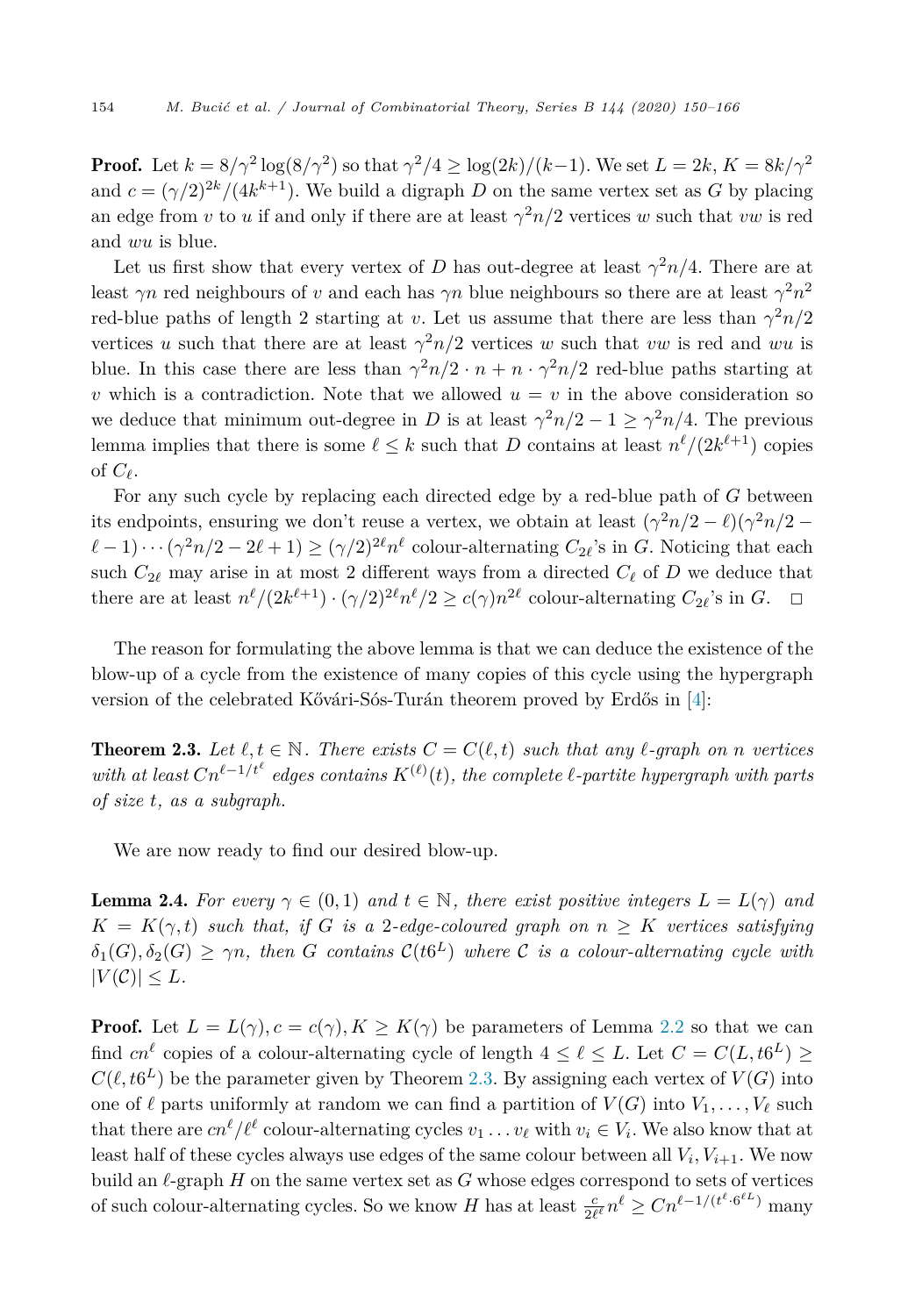**Proof.** Let $k = 8/\gamma^2 \log(8/\gamma^2)$ so that $\gamma^2/4 \geq \log(2k)/(k-1)$. We set $L = 2k$, $K = 8k/\gamma^2$ and $c = (\gamma/2)^{2k}/(4k^{k+1})$. We build a digraph $D$ on the same vertex set as $G$ by placing an edge from $v$ to $u$ if and only if there are at least $\gamma^2 n/2$ vertices $w$ such that $vw$ is red and $wu$ is blue.

Let us first show that every vertex of $D$ has out-degree at least $\gamma^2 n/4$. There are at least $\gamma n$ red neighbours of $v$ and each has $\gamma n$ blue neighbours so there are at least $\gamma^2 n^2$ red-blue paths of length 2 starting at $v$. Let us assume that there are less than $\gamma^2 n/2$ vertices $u$ such that there are at least $\gamma^2 n/2$ vertices $w$ such that $vw$ is red and $wu$ is blue. In this case there are less than $\gamma^2 n/2 \cdot n + n \cdot \gamma^2 n/2$ red-blue paths starting at $v$ which is a contradiction. Note that we allowed $u = v$ in the above consideration so we deduce that minimum out-degree in $D$ is at least $\gamma^2 n/2 - 1 \geq \gamma^2 n/4$. The previous lemma implies that there is some $\ell \leq k$ such that $D$ contains at least $n^\ell/(2k^{\ell+1})$ copies of $C_\ell$.

For any such cycle by replacing each directed edge by a red-blue path of $G$ between its endpoints, ensuring we don't reuse a vertex, we obtain at least $(\gamma^2 n/2 - \ell)(\gamma^2 n/2 - \ell - 1) \cdots (\gamma^2 n/2 - 2\ell + 1) \geq (\gamma/2)^{2\ell} n^\ell$ colour-alternating $C_{2\ell}$'s in $G$. Noticing that each such $C_{2\ell}$ may arise in at most 2 different ways from a directed $C_\ell$ of $D$ we deduce that there are at least $n^\ell/(2k^{\ell+1}) \cdot (\gamma/2)^{2\ell} n^\ell/2 \geq c(\gamma) n^{2\ell}$ colour-alternating $C_{2\ell}$'s in $G$. $\square$

The reason for formulating the above lemma is that we can deduce the existence of the blow-up of a cycle from the existence of many copies of this cycle using the hypergraph version of the celebrated Kővári-Sós-Turán theorem proved by Erdős in [4]:

**Theorem 2.3.** *Let $\ell, t \in \mathbb{N}$. There exists $C = C(\ell, t)$ such that any $\ell$-graph on $n$ vertices with at least $Cn^{\ell - 1/t^\ell}$ edges contains $K^{(\ell)}(t)$, the complete $\ell$-partite hypergraph with parts of size $t$, as a subgraph.*

We are now ready to find our desired blow-up.

**Lemma 2.4.** *For every $\gamma \in (0, 1)$ and $t \in \mathbb{N}$, there exist positive integers $L = L(\gamma)$ and $K = K(\gamma, t)$ such that, if $G$ is a 2-edge-coloured graph on $n \geq K$ vertices satisfying $\delta_1(G), \delta_2(G) \geq \gamma n$, then $G$ contains $\mathcal{C}(t6^L)$ where $\mathcal{C}$ is a colour-alternating cycle with $|V(\mathcal{C})| \leq L$.*

**Proof.** Let $L = L(\gamma), c = c(\gamma), K \geq K(\gamma)$ be parameters of Lemma 2.2 so that we can find $cn^\ell$ copies of a colour-alternating cycle of length $4 \leq \ell \leq L$. Let $C = C(L, t6^L) \geq C(\ell, t6^L)$ be the parameter given by Theorem 2.3. By assigning each vertex of $V(G)$ into one of $\ell$ parts uniformly at random we can find a partition of $V(G)$ into $V_1, \ldots, V_\ell$ such that there are $cn^\ell/\ell^\ell$ colour-alternating cycles $v_1 \ldots v_\ell$ with $v_i \in V_i$. We also know that at least half of these cycles always use edges of the same colour between all $V_i, V_{i+1}$. We now build an $\ell$-graph $H$ on the same vertex set as $G$ whose edges correspond to sets of vertices of such colour-alternating cycles. So we know $H$ has at least $\frac{c}{2\ell^\ell} n^\ell \geq Cn^{\ell - 1/(t^\ell \cdot 6^{\ell L})}$ many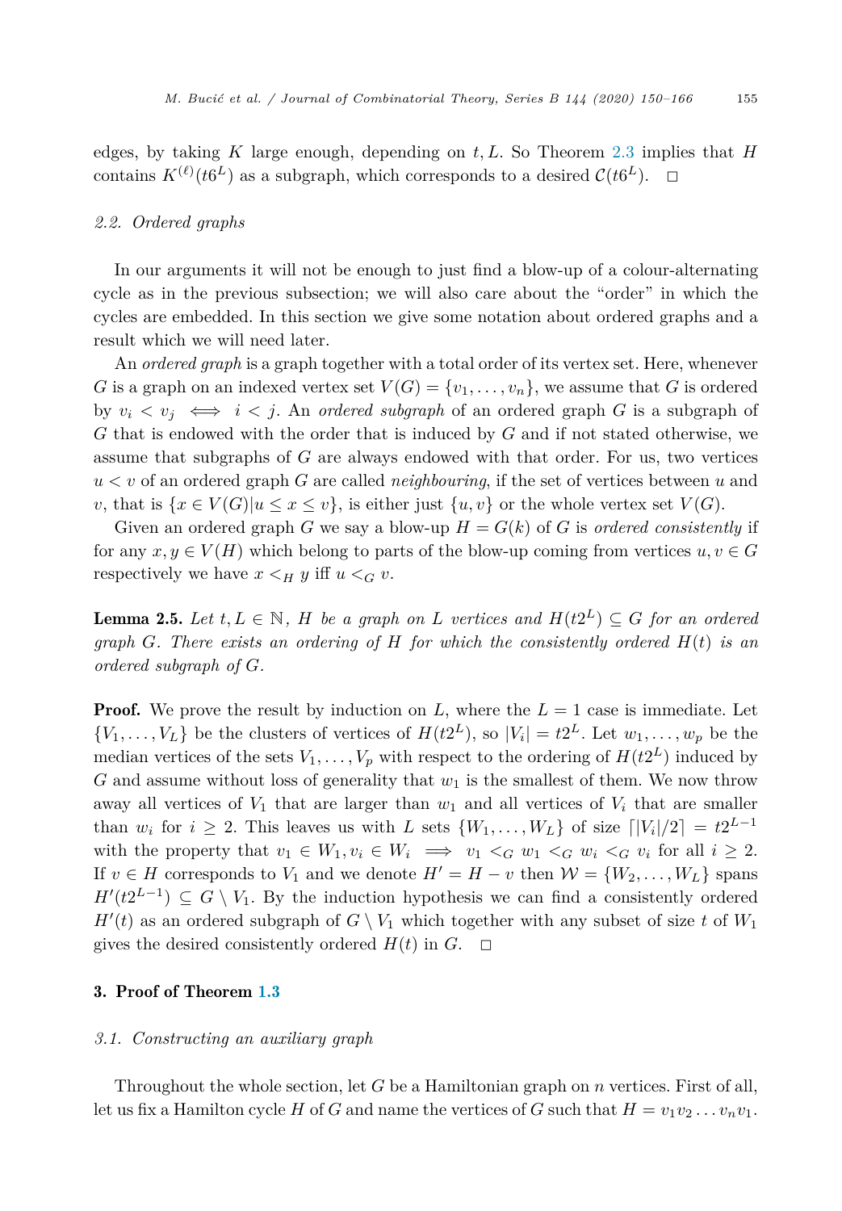edges, by taking $K$ large enough, depending on $t, L$. So Theorem 2.3 implies that $H$ contains $K^{(\ell)}(t6^L)$ as a subgraph, which corresponds to a desired $\mathcal{C}(t6^L)$. $\square$

### 2.2. Ordered graphs

In our arguments it will not be enough to just find a blow-up of a colour-alternating cycle as in the previous subsection; we will also care about the "order" in which the cycles are embedded. In this section we give some notation about ordered graphs and a result which we will need later.

An *ordered graph* is a graph together with a total order of its vertex set. Here, whenever $G$ is a graph on an indexed vertex set $V(G) = \{v_1, \dots, v_n\}$, we assume that $G$ is ordered by $v_i < v_j \iff i < j$. An *ordered subgraph* of an ordered graph $G$ is a subgraph of $G$ that is endowed with the order that is induced by $G$ and if not stated otherwise, we assume that subgraphs of $G$ are always endowed with that order. For us, two vertices $u < v$ of an ordered graph $G$ are called *neighbouring*, if the set of vertices between $u$ and $v$, that is $\{x \in V(G) | u \leq x \leq v\}$, is either just $\{u, v\}$ or the whole vertex set $V(G)$.

Given an ordered graph $G$ we say a blow-up $H = G(k)$ of $G$ is *ordered consistently* if for any $x, y \in V(H)$ which belong to parts of the blow-up coming from vertices $u, v \in G$ respectively we have $x <_H y$ iff $u <_G v$.

**Lemma 2.5.** *Let $t, L \in \mathbb{N}$, $H$ be a graph on $L$ vertices and $H(t2^L) \subseteq G$ for an ordered graph $G$. There exists an ordering of $H$ for which the consistently ordered $H(t)$ is an ordered subgraph of $G$.*

**Proof.** We prove the result by induction on $L$, where the $L = 1$ case is immediate. Let $\{V_1, \dots, V_L\}$ be the clusters of vertices of $H(t2^L)$, so $|V_i| = t2^L$. Let $w_1, \dots, w_p$ be the median vertices of the sets $V_1, \dots, V_p$ with respect to the ordering of $H(t2^L)$ induced by $G$ and assume without loss of generality that $w_1$ is the smallest of them. We now throw away all vertices of $V_1$ that are larger than $w_1$ and all vertices of $V_i$ that are smaller than $w_i$ for $i \geq 2$. This leaves us with $L$ sets $\{W_1, \dots, W_L\}$ of size $\lceil |V_i|/2 \rceil = t2^{L-1}$ with the property that $v_1 \in W_1, v_i \in W_i \implies v_1 <_G w_1 <_G w_i <_G v_i$ for all $i \geq 2$. If $v \in H$ corresponds to $V_1$ and we denote $H' = H - v$ then $\mathcal{W} = \{W_2, \dots, W_L\}$ spans $H'(t2^{L-1}) \subseteq G \setminus V_1$. By the induction hypothesis we can find a consistently ordered $H'(t)$ as an ordered subgraph of $G \setminus V_1$ which together with any subset of size $t$ of $W_1$ gives the desired consistently ordered $H(t)$ in $G$. $\square$

## 3. Proof of Theorem 1.3

### 3.1. Constructing an auxiliary graph

Throughout the whole section, let $G$ be a Hamiltonian graph on $n$ vertices. First of all, let us fix a Hamilton cycle $H$ of $G$ and name the vertices of $G$ such that $H = v_1 v_2 \dots v_n v_1$.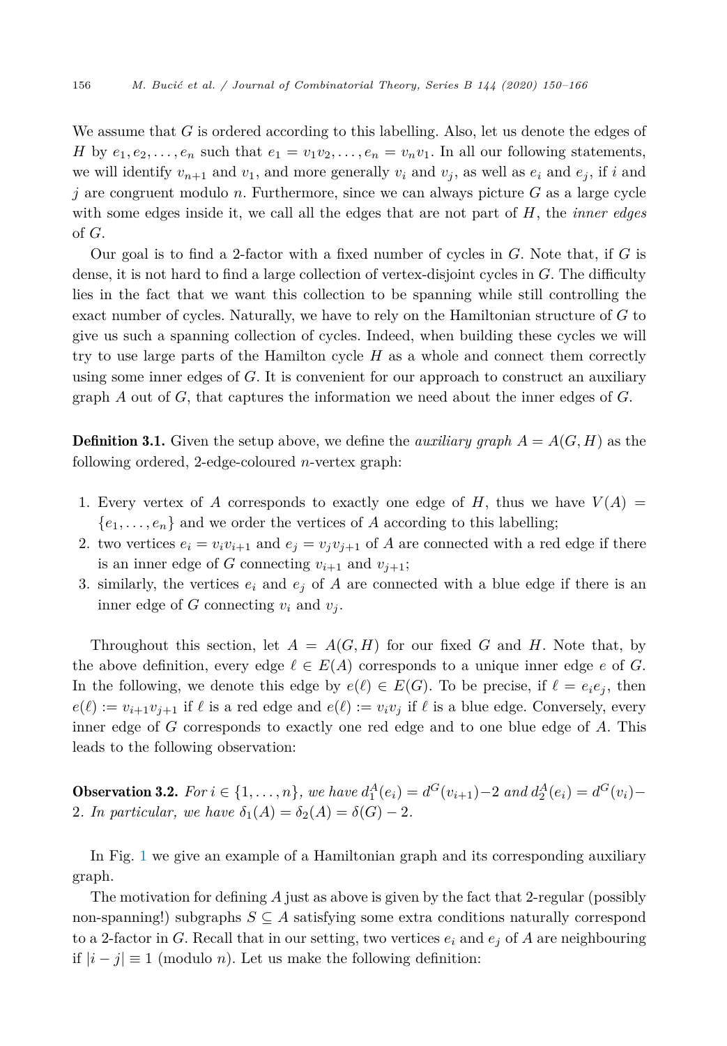We assume that $G$ is ordered according to this labelling. Also, let us denote the edges of $H$ by $e_1, e_2, \ldots, e_n$ such that $e_1 = v_1v_2, \ldots, e_n = v_nv_1$. In all our following statements, we will identify $v_{n+1}$ and $v_1$, and more generally $v_i$ and $v_j$, as well as $e_i$ and $e_j$, if $i$ and $j$ are congruent modulo $n$. Furthermore, since we can always picture $G$ as a large cycle with some edges inside it, we call all the edges that are not part of $H$, the *inner edges* of $G$.

Our goal is to find a 2-factor with a fixed number of cycles in $G$. Note that, if $G$ is dense, it is not hard to find a large collection of vertex-disjoint cycles in $G$. The difficulty lies in the fact that we want this collection to be spanning while still controlling the exact number of cycles. Naturally, we have to rely on the Hamiltonian structure of $G$ to give us such a spanning collection of cycles. Indeed, when building these cycles we will try to use large parts of the Hamilton cycle $H$ as a whole and connect them correctly using some inner edges of $G$. It is convenient for our approach to construct an auxiliary graph $A$ out of $G$, that captures the information we need about the inner edges of $G$.

**Definition 3.1.** Given the setup above, we define the *auxiliary graph* $A = A(G, H)$ as the following ordered, 2-edge-coloured $n$-vertex graph:

1. Every vertex of $A$ corresponds to exactly one edge of $H$, thus we have $V(A) = \{e_1, \ldots, e_n\}$ and we order the vertices of $A$ according to this labelling;
2. two vertices $e_i = v_iv_{i+1}$ and $e_j = v_jv_{j+1}$ of $A$ are connected with a red edge if there is an inner edge of $G$ connecting $v_{i+1}$ and $v_{j+1}$;
3. similarly, the vertices $e_i$ and $e_j$ of $A$ are connected with a blue edge if there is an inner edge of $G$ connecting $v_i$ and $v_j$.

Throughout this section, let $A = A(G, H)$ for our fixed $G$ and $H$. Note that, by the above definition, every edge $\ell \in E(A)$ corresponds to a unique inner edge $e$ of $G$. In the following, we denote this edge by $e(\ell) \in E(G)$. To be precise, if $\ell = e_ie_j$, then $e(\ell) := v_{i+1}v_{j+1}$ if $\ell$ is a red edge and $e(\ell) := v_iv_j$ if $\ell$ is a blue edge. Conversely, every inner edge of $G$ corresponds to exactly one red edge and to one blue edge of $A$. This leads to the following observation:

**Observation 3.2.** *For $i \in \{1, \ldots, n\}$, we have $d_1^A(e_i) = d^G(v_{i+1}) - 2$ and $d_2^A(e_i) = d^G(v_i) - 2$. In particular, we have $\delta_1(A) = \delta_2(A) = \delta(G) - 2$.*

In Fig. 1 we give an example of a Hamiltonian graph and its corresponding auxiliary graph.

The motivation for defining $A$ just as above is given by the fact that 2-regular (possibly non-spanning!) subgraphs $S \subseteq A$ satisfying some extra conditions naturally correspond to a 2-factor in $G$. Recall that in our setting, two vertices $e_i$ and $e_j$ of $A$ are neighbouring if $|i - j| \equiv 1$ (modulo $n$). Let us make the following definition: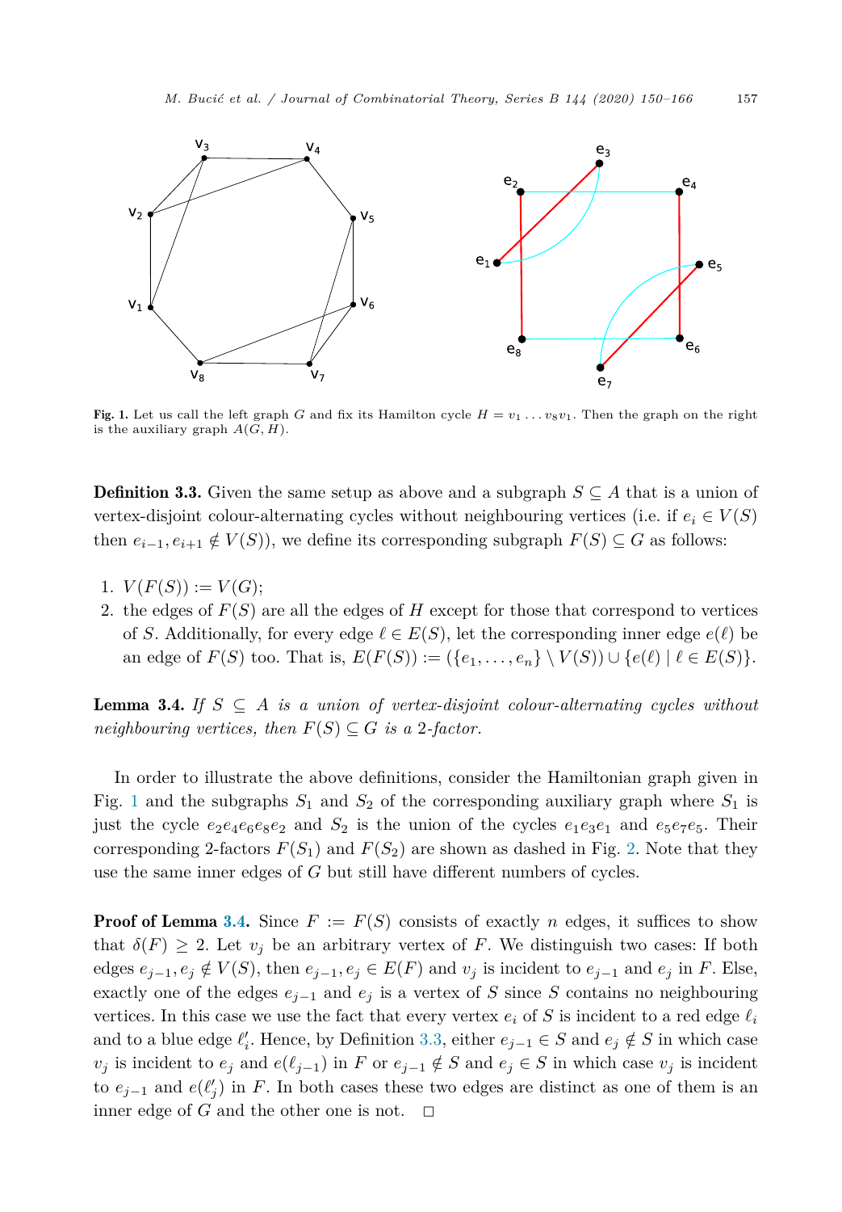**Fig. 1.** Let us call the left graph $G$ and fix its Hamilton cycle $H = v_1 \dots v_8 v_1$. Then the graph on the right is the auxiliary graph $A(G, H)$.

**Definition 3.3.** Given the same setup as above and a subgraph $S \subseteq A$ that is a union of vertex-disjoint colour-alternating cycles without neighbouring vertices (i.e. if $e_i \in V(S)$ then $e_{i-1}, e_{i+1} \notin V(S)$), we define its corresponding subgraph $F(S) \subseteq G$ as follows:

1. $V(F(S)) := V(G)$;
2. the edges of $F(S)$ are all the edges of $H$ except for those that correspond to vertices of $S$. Additionally, for every edge $\ell \in E(S)$, let the corresponding inner edge $e(\ell)$ be an edge of $F(S)$ too. That is, $E(F(S)) := (\{e_1, \dots, e_n\} \setminus V(S)) \cup \{e(\ell) \mid \ell \in E(S)\}$.

**Lemma 3.4.** *If $S \subseteq A$ is a union of vertex-disjoint colour-alternating cycles without neighbouring vertices, then $F(S) \subseteq G$ is a 2-factor.*

In order to illustrate the above definitions, consider the Hamiltonian graph given in Fig. 1 and the subgraphs $S_1$ and $S_2$ of the corresponding auxiliary graph where $S_1$ is just the cycle $e_2e_4e_6e_8e_2$ and $S_2$ is the union of the cycles $e_1e_3e_1$ and $e_5e_7e_5$. Their corresponding 2-factors $F(S_1)$ and $F(S_2)$ are shown as dashed in Fig. 2. Note that they use the same inner edges of $G$ but still have different numbers of cycles.

**Proof of Lemma 3.4.** Since $F := F(S)$ consists of exactly $n$ edges, it suffices to show that $\delta(F) \geq 2$. Let $v_j$ be an arbitrary vertex of $F$. We distinguish two cases: If both edges $e_{j-1}, e_j \notin V(S)$, then $e_{j-1}, e_j \in E(F)$ and $v_j$ is incident to $e_{j-1}$ and $e_j$ in $F$. Else, exactly one of the edges $e_{j-1}$ and $e_j$ is a vertex of $S$ since $S$ contains no neighbouring vertices. In this case we use the fact that every vertex $e_i$ of $S$ is incident to a red edge $\ell_i$ and to a blue edge $\ell'_i$. Hence, by Definition 3.3, either $e_{j-1} \in S$ and $e_j \notin S$ in which case $v_j$ is incident to $e_j$ and $e(\ell_{j-1})$ in $F$ or $e_{j-1} \notin S$ and $e_j \in S$ in which case $v_j$ is incident to $e_{j-1}$ and $e(\ell'_j)$ in $F$. In both cases these two edges are distinct as one of them is an inner edge of $G$ and the other one is not. $\square$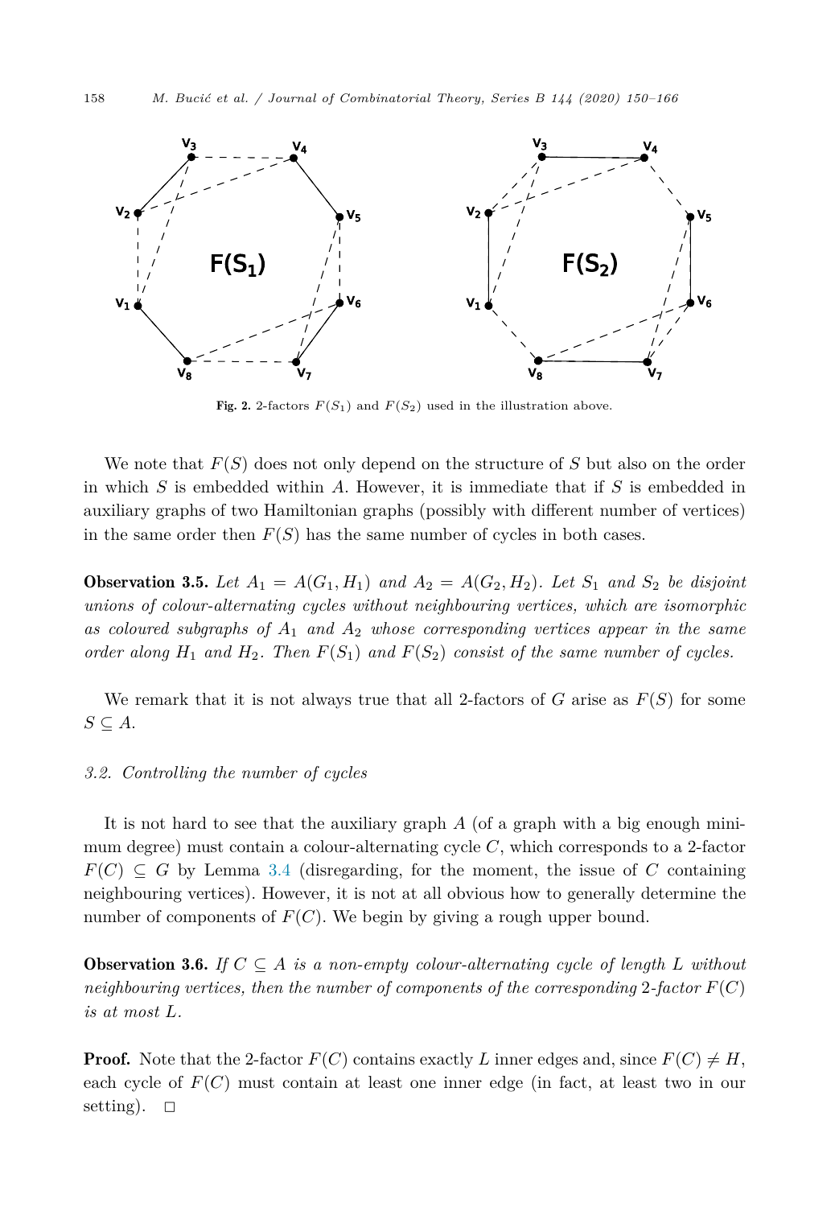**Fig. 2.** 2-factors $F(S_1)$ and $F(S_2)$ used in the illustration above.

We note that $F(S)$ does not only depend on the structure of $S$ but also on the order in which $S$ is embedded within $A$. However, it is immediate that if $S$ is embedded in auxiliary graphs of two Hamiltonian graphs (possibly with different number of vertices) in the same order then $F(S)$ has the same number of cycles in both cases.

**Observation 3.5.** *Let $A_1 = A(G_1, H_1)$ and $A_2 = A(G_2, H_2)$. Let $S_1$ and $S_2$ be disjoint unions of colour-alternating cycles without neighbouring vertices, which are isomorphic as coloured subgraphs of $A_1$ and $A_2$ whose corresponding vertices appear in the same order along $H_1$ and $H_2$. Then $F(S_1)$ and $F(S_2)$ consist of the same number of cycles.*

We remark that it is not always true that all 2-factors of $G$ arise as $F(S)$ for some $S \subseteq A$.

### *3.2. Controlling the number of cycles*

It is not hard to see that the auxiliary graph $A$ (of a graph with a big enough minimum degree) must contain a colour-alternating cycle $C$, which corresponds to a 2-factor $F(C) \subseteq G$ by Lemma 3.4 (disregarding, for the moment, the issue of $C$ containing neighbouring vertices). However, it is not at all obvious how to generally determine the number of components of $F(C)$. We begin by giving a rough upper bound.

**Observation 3.6.** *If $C \subseteq A$ is a non-empty colour-alternating cycle of length $L$ without neighbouring vertices, then the number of components of the corresponding 2-factor $F(C)$ is at most $L$.*

**Proof.** Note that the 2-factor $F(C)$ contains exactly $L$ inner edges and, since $F(C) \neq H$, each cycle of $F(C)$ must contain at least one inner edge (in fact, at least two in our setting). $\square$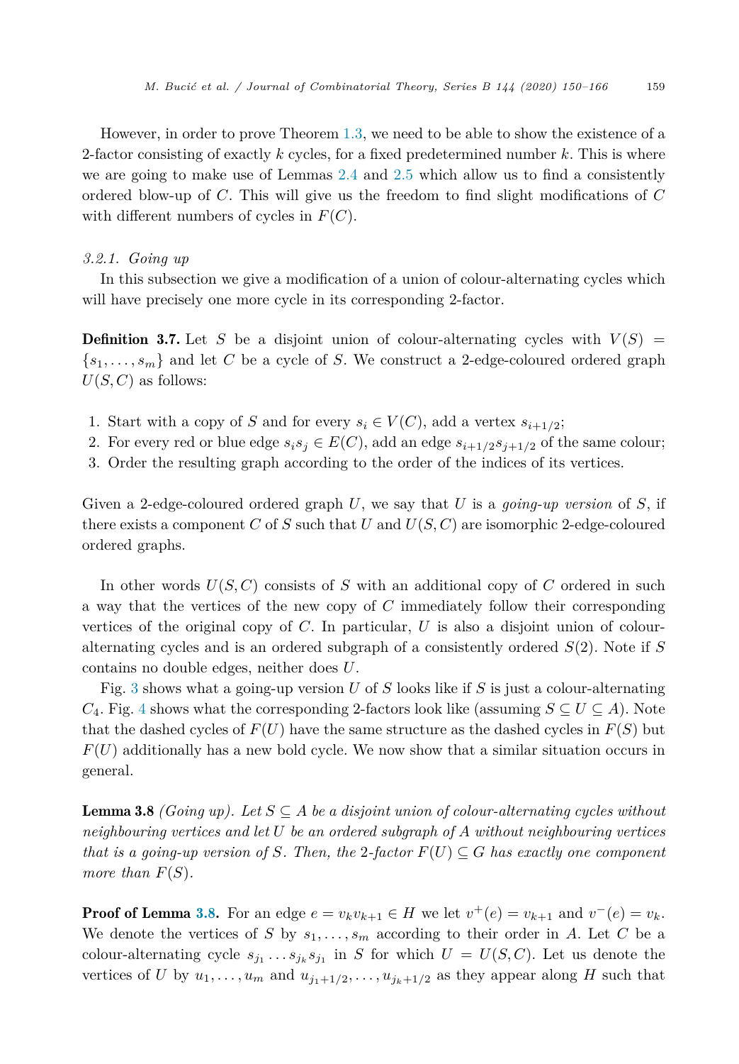However, in order to prove Theorem 1.3, we need to be able to show the existence of a 2-factor consisting of exactly $k$ cycles, for a fixed predetermined number $k$. This is where we are going to make use of Lemmas 2.4 and 2.5 which allow us to find a consistently ordered blow-up of $C$. This will give us the freedom to find slight modifications of $C$ with different numbers of cycles in $F(C)$.

#### 3.2.1. Going up

In this subsection we give a modification of a union of colour-alternating cycles which will have precisely one more cycle in its corresponding 2-factor.

**Definition 3.7.** Let $S$ be a disjoint union of colour-alternating cycles with $V(S) = \{s_1, \ldots, s_m\}$ and let $C$ be a cycle of $S$. We construct a 2-edge-coloured ordered graph $U(S, C)$ as follows:

1. Start with a copy of $S$ and for every $s_i \in V(C)$, add a vertex $s_{i+1/2}$;
2. For every red or blue edge $s_i s_j \in E(C)$, add an edge $s_{i+1/2} s_{j+1/2}$ of the same colour;
3. Order the resulting graph according to the order of the indices of its vertices.

Given a 2-edge-coloured ordered graph $U$, we say that $U$ is a *going-up version* of $S$, if there exists a component $C$ of $S$ such that $U$ and $U(S, C)$ are isomorphic 2-edge-coloured ordered graphs.

In other words $U(S, C)$ consists of $S$ with an additional copy of $C$ ordered in such a way that the vertices of the new copy of $C$ immediately follow their corresponding vertices of the original copy of $C$. In particular, $U$ is also a disjoint union of colour-alternating cycles and is an ordered subgraph of a consistently ordered $S(2)$. Note if $S$ contains no double edges, neither does $U$.

Fig. 3 shows what a going-up version $U$ of $S$ looks like if $S$ is just a colour-alternating $C_4$. Fig. 4 shows what the corresponding 2-factors look like (assuming $S \subseteq U \subseteq A$). Note that the dashed cycles of $F(U)$ have the same structure as the dashed cycles in $F(S)$ but $F(U)$ additionally has a new bold cycle. We now show that a similar situation occurs in general.

**Lemma 3.8** *(Going up). Let $S \subseteq A$ be a disjoint union of colour-alternating cycles without neighbouring vertices and let $U$ be an ordered subgraph of $A$ without neighbouring vertices that is a going-up version of $S$. Then, the 2-factor $F(U) \subseteq G$ has exactly one component more than $F(S)$.*

**Proof of Lemma 3.8.** For an edge $e = v_k v_{k+1} \in H$ we let $v^+(e) = v_{k+1}$ and $v^-(e) = v_k$. We denote the vertices of $S$ by $s_1, \ldots, s_m$ according to their order in $A$. Let $C$ be a colour-alternating cycle $s_{j_1} \ldots s_{j_k} s_{j_1}$ in $S$ for which $U = U(S, C)$. Let us denote the vertices of $U$ by $u_1, \ldots, u_m$ and $u_{j_1+1/2}, \ldots, u_{j_k+1/2}$ as they appear along $H$ such that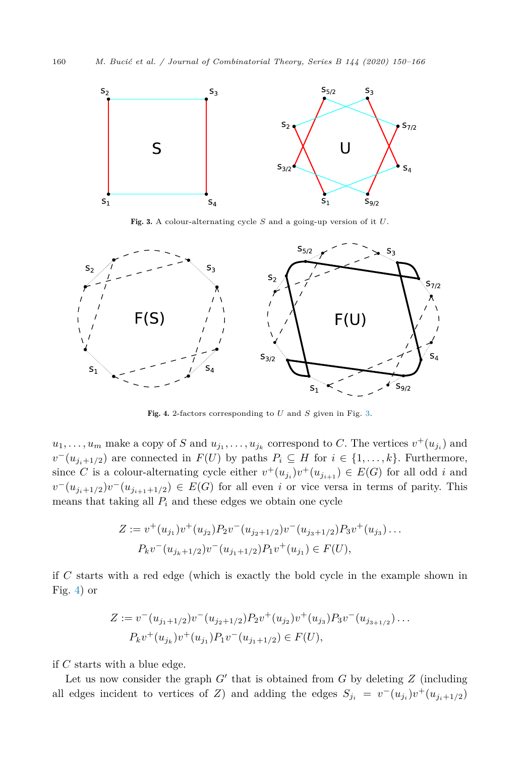**Fig. 3.** A colour-alternating cycle $S$ and a going-up version of it $U$.

**Fig. 4.** 2-factors corresponding to $U$ and $S$ given in Fig. 3.

$u_1, \dots, u_m$ make a copy of $S$ and $u_{j_1}, \dots, u_{j_k}$ correspond to $C$. The vertices $v^+(u_{j_i})$ and $v^-(u_{j_i+1/2})$ are connected in $F(U)$ by paths $P_i \subseteq H$ for $i \in \{1, \dots, k\}$. Furthermore, since $C$ is a colour-alternating cycle either $v^+(u_{j_i})v^+(u_{j_{i+1}}) \in E(G)$ for all odd $i$ and $v^-(u_{j_i+1/2})v^-(u_{j_{i+1}+1/2}) \in E(G)$ for all even $i$ or vice versa in terms of parity. This means that taking all $P_i$ and these edges we obtain one cycle

$$Z := v^+(u_{j_1})v^+(u_{j_2})P_2v^-(u_{j_2+1/2})v^-(u_{j_3+1/2})P_3v^+(u_{j_3})\dots$$
$$P_kv^-(u_{j_k+1/2})v^-(u_{j_1+1/2})P_1v^+(u_{j_1}) \in F(U),$$

if $C$ starts with a red edge (which is exactly the bold cycle in the example shown in Fig. 4) or

$$Z := v^-(u_{j_1+1/2})v^-(u_{j_2+1/2})P_2v^+(u_{j_2})v^+(u_{j_3})P_3v^-(u_{j_{3+1/2}})\dots$$
$$P_kv^+(u_{j_k})v^+(u_{j_1})P_1v^-(u_{j_1+1/2}) \in F(U),$$

if $C$ starts with a blue edge.

Let us now consider the graph $G'$ that is obtained from $G$ by deleting $Z$ (including all edges incident to vertices of $Z$) and adding the edges $S_{j_i} = v^-(u_{j_i})v^+(u_{j_i+1/2})$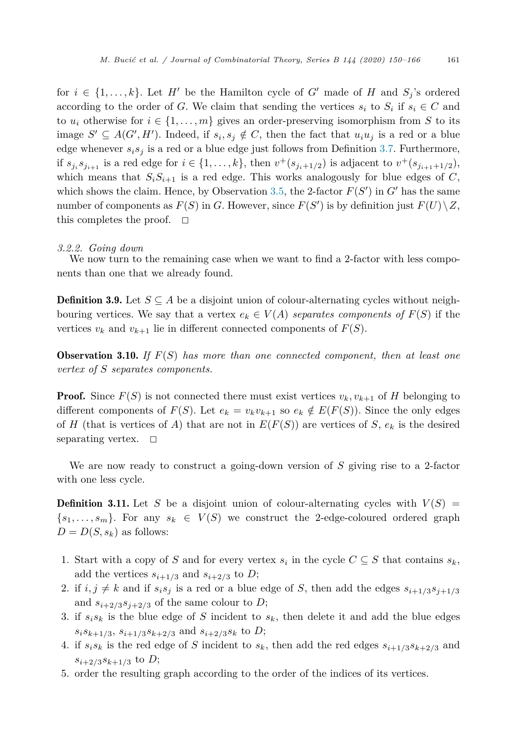for $i \in \{1, \ldots, k\}$. Let $H'$ be the Hamilton cycle of $G'$ made of $H$ and $S_j$'s ordered according to the order of $G$. We claim that sending the vertices $s_i$ to $S_i$ if $s_i \in C$ and to $u_i$ otherwise for $i \in \{1, \ldots, m\}$ gives an order-preserving isomorphism from $S$ to its image $S' \subseteq A(G', H')$. Indeed, if $s_i, s_j \notin C$, then the fact that $u_i u_j$ is a red or a blue edge whenever $s_i s_j$ is a red or a blue edge just follows from Definition 3.7. Furthermore, if $s_{j_i} s_{j_{i+1}}$ is a red edge for $i \in \{1, \ldots, k\}$, then $v^+(s_{j_i+1/2})$ is adjacent to $v^+(s_{j_{i+1}+1/2})$, which means that $S_i S_{i+1}$ is a red edge. This works analogously for blue edges of $C$, which shows the claim. Hence, by Observation 3.5, the 2-factor $F(S')$ in $G'$ has the same number of components as $F(S)$ in $G$. However, since $F(S')$ is by definition just $F(U) \setminus Z$, this completes the proof. $\square$

### 3.2.2. Going down

We now turn to the remaining case when we want to find a 2-factor with less components than one that we already found.

**Definition 3.9.** Let $S \subseteq A$ be a disjoint union of colour-alternating cycles without neighbouring vertices. We say that a vertex $e_k \in V(A)$ *separates components of* $F(S)$ if the vertices $v_k$ and $v_{k+1}$ lie in different connected components of $F(S)$.

**Observation 3.10.** *If $F(S)$ has more than one connected component, then at least one vertex of $S$ separates components.*

**Proof.** Since $F(S)$ is not connected there must exist vertices $v_k, v_{k+1}$ of $H$ belonging to different components of $F(S)$. Let $e_k = v_k v_{k+1}$ so $e_k \notin E(F(S))$. Since the only edges of $H$ (that is vertices of $A$) that are not in $E(F(S))$ are vertices of $S$, $e_k$ is the desired separating vertex. $\square$

We are now ready to construct a going-down version of $S$ giving rise to a 2-factor with one less cycle.

**Definition 3.11.** Let $S$ be a disjoint union of colour-alternating cycles with $V(S) = \{s_1, \ldots, s_m\}$. For any $s_k \in V(S)$ we construct the 2-edge-coloured ordered graph $D = D(S, s_k)$ as follows:

1. Start with a copy of $S$ and for every vertex $s_i$ in the cycle $C \subseteq S$ that contains $s_k$, add the vertices $s_{i+1/3}$ and $s_{i+2/3}$ to $D$;
2. if $i, j \neq k$ and if $s_i s_j$ is a red or a blue edge of $S$, then add the edges $s_{i+1/3} s_{j+1/3}$ and $s_{i+2/3} s_{j+2/3}$ of the same colour to $D$;
3. if $s_i s_k$ is the blue edge of $S$ incident to $s_k$, then delete it and add the blue edges $s_i s_{k+1/3}$, $s_{i+1/3} s_{k+2/3}$ and $s_{i+2/3} s_k$ to $D$;
4. if $s_i s_k$ is the red edge of $S$ incident to $s_k$, then add the red edges $s_{i+1/3} s_{k+2/3}$ and $s_{i+2/3} s_{k+1/3}$ to $D$;
5. order the resulting graph according to the order of the indices of its vertices.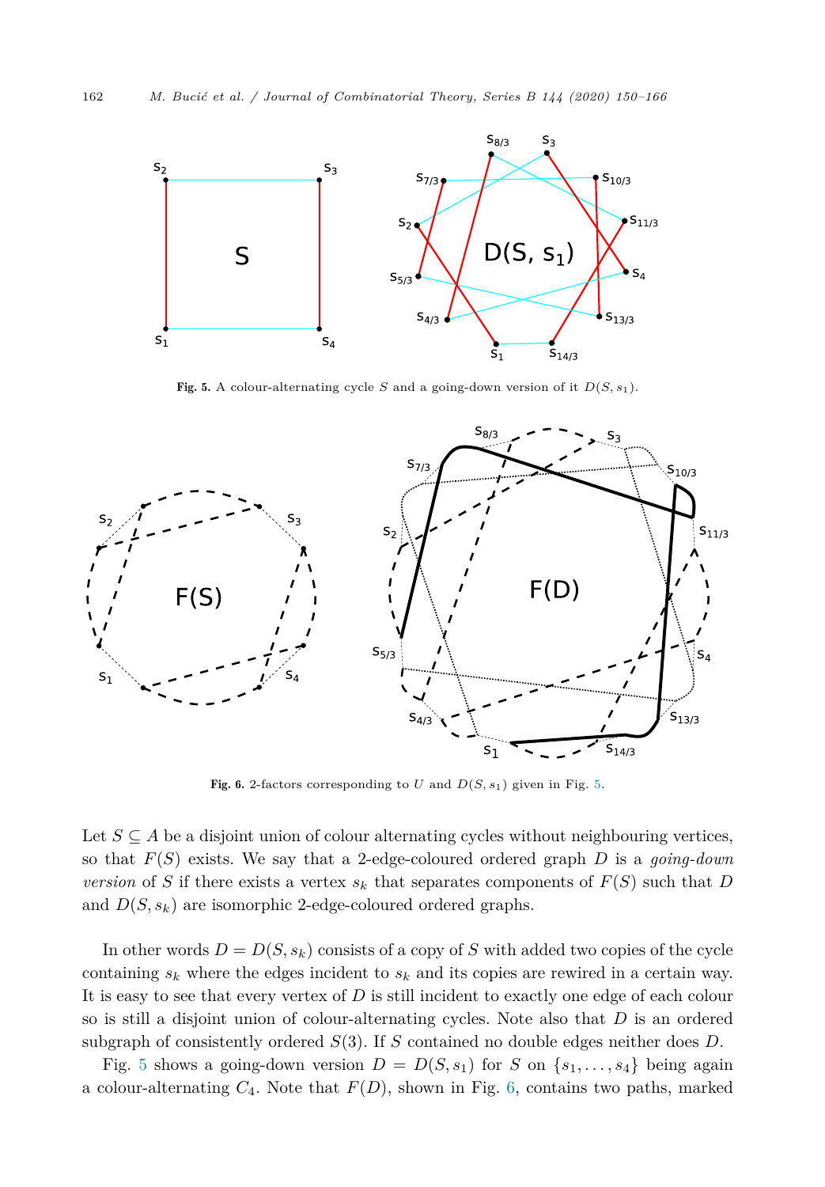**Fig. 5.** A colour-alternating cycle $S$ and a going-down version of it $D(S, s_1)$.

**Fig. 6.** 2-factors corresponding to $U$ and $D(S, s_1)$ given in Fig. 5.

Let $S \subseteq A$ be a disjoint union of colour alternating cycles without neighbouring vertices, so that $F(S)$ exists. We say that a 2-edge-coloured ordered graph $D$ is a *going-down version* of $S$ if there exists a vertex $s_k$ that separates components of $F(S)$ such that $D$ and $D(S, s_k)$ are isomorphic 2-edge-coloured ordered graphs.

In other words $D = D(S, s_k)$ consists of a copy of $S$ with added two copies of the cycle containing $s_k$ where the edges incident to $s_k$ and its copies are rewired in a certain way. It is easy to see that every vertex of $D$ is still incident to exactly one edge of each colour so is still a disjoint union of colour-alternating cycles. Note also that $D$ is an ordered subgraph of consistently ordered $S(3)$. If $S$ contained no double edges neither does $D$.

Fig. 5 shows a going-down version $D = D(S, s_1)$ for $S$ on $\{s_1, \ldots, s_4\}$ being again a colour-alternating $C_4$. Note that $F(D)$, shown in Fig. 6, contains two paths, marked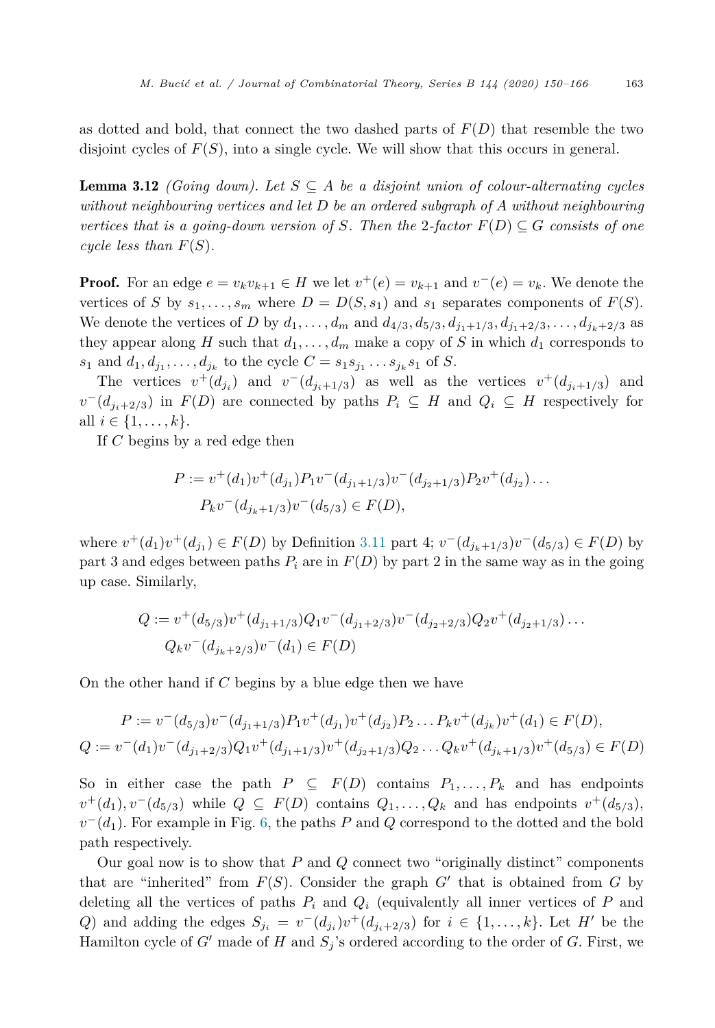as dotted and bold, that connect the two dashed parts of $F(D)$ that resemble the two disjoint cycles of $F(S)$, into a single cycle. We will show that this occurs in general.

**Lemma 3.12** *(Going down). Let $S \subseteq A$ be a disjoint union of colour-alternating cycles without neighbouring vertices and let $D$ be an ordered subgraph of $A$ without neighbouring vertices that is a going-down version of $S$. Then the 2-factor $F(D) \subseteq G$ consists of one cycle less than $F(S)$.*

**Proof.** For an edge $e = v_k v_{k+1} \in H$ we let $v^+(e) = v_{k+1}$ and $v^-(e) = v_k$. We denote the vertices of $S$ by $s_1, \dots, s_m$ where $D = D(S, s_1)$ and $s_1$ separates components of $F(S)$. We denote the vertices of $D$ by $d_1, \dots, d_m$ and $d_{4/3}, d_{5/3}, d_{j_1+1/3}, d_{j_1+2/3}, \dots, d_{j_k+2/3}$ as they appear along $H$ such that $d_1, \dots, d_m$ make a copy of $S$ in which $d_1$ corresponds to $s_1$ and $d_1, d_{j_1}, \dots, d_{j_k}$ to the cycle $C = s_1 s_{j_1} \dots s_{j_k} s_1$ of $S$.

The vertices $v^+(d_{j_i})$ and $v^-(d_{j_i+1/3})$ as well as the vertices $v^+(d_{j_i+1/3})$ and $v^-(d_{j_i+2/3})$ in $F(D)$ are connected by paths $P_i \subseteq H$ and $Q_i \subseteq H$ respectively for all $i \in \{1, \dots, k\}$.

If $C$ begins by a red edge then

$$
\begin{aligned}
P := {} & v^+(d_1)v^+(d_{j_1})P_1 v^-(d_{j_1+1/3})v^-(d_{j_2+1/3})P_2 v^+(d_{j_2})\dots \\
& P_k v^-(d_{j_k+1/3})v^-(d_{5/3}) \in F(D),
\end{aligned}
$$

where $v^+(d_1)v^+(d_{j_1}) \in F(D)$ by Definition 3.11 part 4; $v^-(d_{j_k+1/3})v^-(d_{5/3}) \in F(D)$ by part 3 and edges between paths $P_i$ are in $F(D)$ by part 2 in the same way as in the going up case. Similarly,

$$
\begin{aligned}
Q := {} & v^+(d_{5/3})v^+(d_{j_1+1/3})Q_1 v^-(d_{j_1+2/3})v^-(d_{j_2+2/3})Q_2 v^+(d_{j_2+1/3})\dots \\
& Q_k v^-(d_{j_k+2/3})v^-(d_1) \in F(D)
\end{aligned}
$$

On the other hand if $C$ begins by a blue edge then we have

$$
P := v^-(d_{5/3})v^-(d_{j_1+1/3})P_1 v^+(d_{j_1})v^+(d_{j_2})P_2 \dots P_k v^+(d_{j_k})v^+(d_1) \in F(D),
$$
$$
Q := v^-(d_1)v^-(d_{j_1+2/3})Q_1 v^+(d_{j_1+1/3})v^+(d_{j_2+1/3})Q_2 \dots Q_k v^+(d_{j_k+1/3})v^+(d_{5/3}) \in F(D)
$$

So in either case the path $P \subseteq F(D)$ contains $P_1, \dots, P_k$ and has endpoints $v^+(d_1), v^-(d_{5/3})$ while $Q \subseteq F(D)$ contains $Q_1, \dots, Q_k$ and has endpoints $v^+(d_{5/3})$, $v^-(d_1)$. For example in Fig. 6, the paths $P$ and $Q$ correspond to the dotted and the bold path respectively.

Our goal now is to show that $P$ and $Q$ connect two "originally distinct" components that are "inherited" from $F(S)$. Consider the graph $G'$ that is obtained from $G$ by deleting all the vertices of paths $P_i$ and $Q_i$ (equivalently all inner vertices of $P$ and $Q$) and adding the edges $S_{j_i} = v^-(d_{j_i})v^+(d_{j_i+2/3})$ for $i \in \{1, \dots, k\}$. Let $H'$ be the Hamilton cycle of $G'$ made of $H$ and $S_j$'s ordered according to the order of $G$. First, we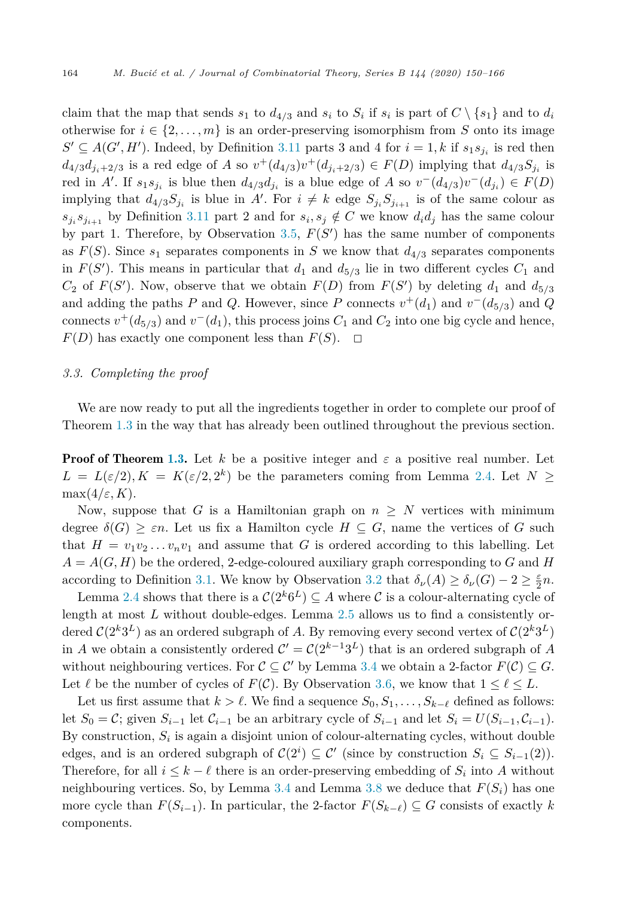claim that the map that sends $s_1$ to $d_{4/3}$ and $s_i$ to $S_i$ if $s_i$ is part of $C \setminus \{s_1\}$ and to $d_i$ otherwise for $i \in \{2, \ldots, m\}$ is an order-preserving isomorphism from $S$ onto its image $S' \subseteq A(G', H')$. Indeed, by Definition 3.11 parts 3 and 4 for $i = 1, k$ if $s_1 s_{j_i}$ is red then $d_{4/3} d_{j_i+2/3}$ is a red edge of $A$ so $v^+(d_{4/3}) v^+(d_{j_i+2/3}) \in F(D)$ implying that $d_{4/3} S_{j_i}$ is red in $A'$. If $s_1 s_{j_i}$ is blue then $d_{4/3} d_{j_i}$ is a blue edge of $A$ so $v^-(d_{4/3}) v^-(d_{j_i}) \in F(D)$ implying that $d_{4/3} S_{j_i}$ is blue in $A'$. For $i \neq k$ edge $S_{j_i} S_{j_{i+1}}$ is of the same colour as $s_{j_i} s_{j_{i+1}}$ by Definition 3.11 part 2 and for $s_i, s_j \notin C$ we know $d_i d_j$ has the same colour by part 1. Therefore, by Observation 3.5, $F(S')$ has the same number of components as $F(S)$. Since $s_1$ separates components in $S$ we know that $d_{4/3}$ separates components in $F(S')$. This means in particular that $d_1$ and $d_{5/3}$ lie in two different cycles $C_1$ and $C_2$ of $F(S')$. Now, observe that we obtain $F(D)$ from $F(S')$ by deleting $d_1$ and $d_{5/3}$ and adding the paths $P$ and $Q$. However, since $P$ connects $v^+(d_1)$ and $v^-(d_{5/3})$ and $Q$ connects $v^+(d_{5/3})$ and $v^-(d_1)$, this process joins $C_1$ and $C_2$ into one big cycle and hence, $F(D)$ has exactly one component less than $F(S)$. $\square$

### 3.3. Completing the proof

We are now ready to put all the ingredients together in order to complete our proof of Theorem 1.3 in the way that has already been outlined throughout the previous section.

**Proof of Theorem 1.3.** Let $k$ be a positive integer and $\varepsilon$ a positive real number. Let $L = L(\varepsilon/2), K = K(\varepsilon/2, 2^k)$ be the parameters coming from Lemma 2.4. Let $N \geq \max(4/\varepsilon, K)$.

Now, suppose that $G$ is a Hamiltonian graph on $n \geq N$ vertices with minimum degree $\delta(G) \geq \varepsilon n$. Let us fix a Hamilton cycle $H \subseteq G$, name the vertices of $G$ such that $H = v_1 v_2 \ldots v_n v_1$ and assume that $G$ is ordered according to this labelling. Let $A = A(G, H)$ be the ordered, 2-edge-coloured auxiliary graph corresponding to $G$ and $H$ according to Definition 3.1. We know by Observation 3.2 that $\delta_\nu(A) \geq \delta_\nu(G) - 2 \geq \frac{\varepsilon}{2} n$.

Lemma 2.4 shows that there is a $\mathcal{C}(2^k 6^L) \subseteq A$ where $\mathcal{C}$ is a colour-alternating cycle of length at most $L$ without double-edges. Lemma 2.5 allows us to find a consistently ordered $\mathcal{C}(2^k 3^L)$ as an ordered subgraph of $A$. By removing every second vertex of $\mathcal{C}(2^k 3^L)$ in $A$ we obtain a consistently ordered $\mathcal{C}' = \mathcal{C}(2^{k-1} 3^L)$ that is an ordered subgraph of $A$ without neighbouring vertices. For $\mathcal{C} \subseteq \mathcal{C}'$ by Lemma 3.4 we obtain a 2-factor $F(\mathcal{C}) \subseteq G$. Let $\ell$ be the number of cycles of $F(\mathcal{C})$. By Observation 3.6, we know that $1 \leq \ell \leq L$.

Let us first assume that $k > \ell$. We find a sequence $S_0, S_1, \ldots, S_{k-\ell}$ defined as follows: let $S_0 = \mathcal{C}$; given $S_{i-1}$ let $\mathcal{C}_{i-1}$ be an arbitrary cycle of $S_{i-1}$ and let $S_i = U(S_{i-1}, \mathcal{C}_{i-1})$. By construction, $S_i$ is again a disjoint union of colour-alternating cycles, without double edges, and is an ordered subgraph of $\mathcal{C}(2^i) \subseteq \mathcal{C}'$ (since by construction $S_i \subseteq S_{i-1}(2)$). Therefore, for all $i \leq k - \ell$ there is an order-preserving embedding of $S_i$ into $A$ without neighbouring vertices. So, by Lemma 3.4 and Lemma 3.8 we deduce that $F(S_i)$ has one more cycle than $F(S_{i-1})$. In particular, the 2-factor $F(S_{k-\ell}) \subseteq G$ consists of exactly $k$ components.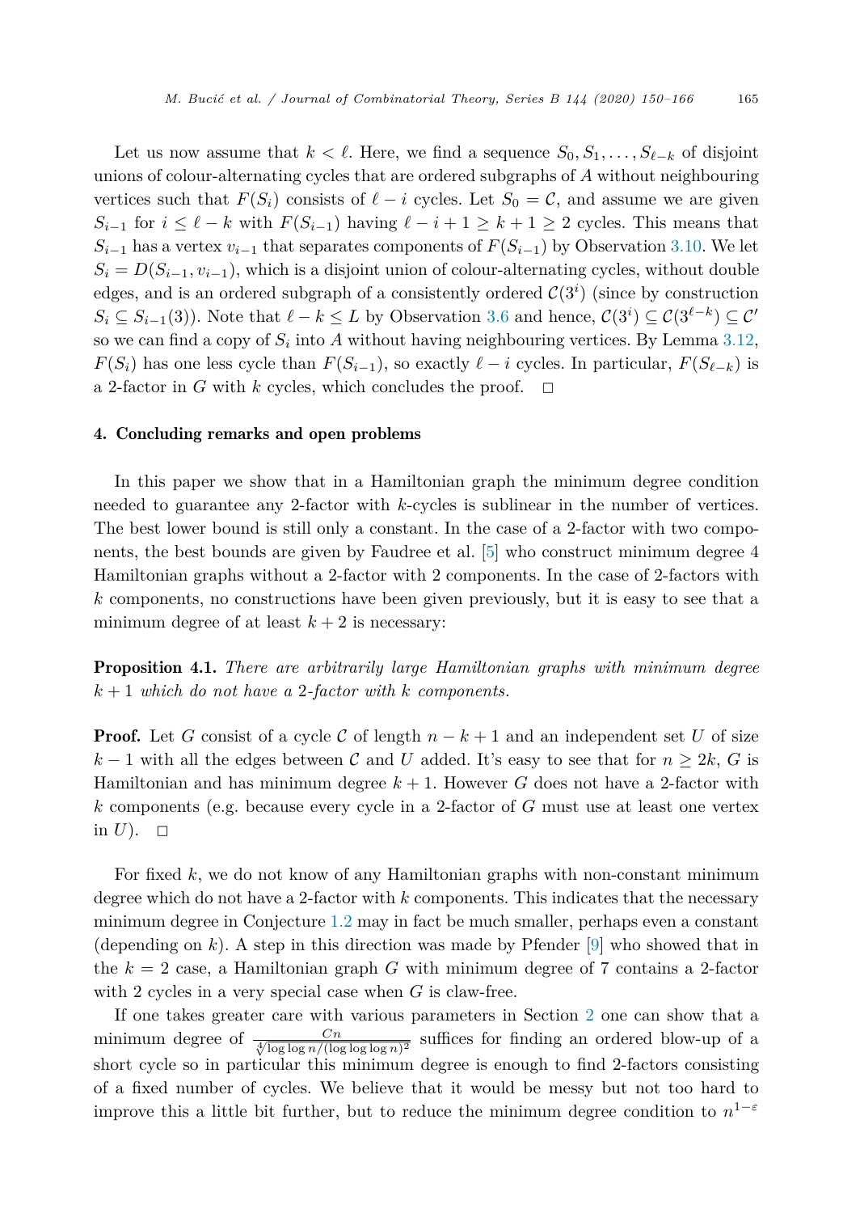Let us now assume that $k < \ell$. Here, we find a sequence $S_0, S_1, \dots, S_{\ell-k}$ of disjoint unions of colour-alternating cycles that are ordered subgraphs of $A$ without neighbouring vertices such that $F(S_i)$ consists of $\ell - i$ cycles. Let $S_0 = \mathcal{C}$, and assume we are given $S_{i-1}$ for $i \leq \ell - k$ with $F(S_{i-1})$ having $\ell - i + 1 \geq k + 1 \geq 2$ cycles. This means that $S_{i-1}$ has a vertex $v_{i-1}$ that separates components of $F(S_{i-1})$ by Observation 3.10. We let $S_i = D(S_{i-1}, v_{i-1})$, which is a disjoint union of colour-alternating cycles, without double edges, and is an ordered subgraph of a consistently ordered $\mathcal{C}(3^i)$ (since by construction $S_i \subseteq S_{i-1}(3)$). Note that $\ell - k \leq L$ by Observation 3.6 and hence, $\mathcal{C}(3^i) \subseteq \mathcal{C}(3^{\ell-k}) \subseteq \mathcal{C}'$ so we can find a copy of $S_i$ into $A$ without having neighbouring vertices. By Lemma 3.12, $F(S_i)$ has one less cycle than $F(S_{i-1})$, so exactly $\ell - i$ cycles. In particular, $F(S_{\ell-k})$ is a 2-factor in $G$ with $k$ cycles, which concludes the proof. $\square$

## 4. Concluding remarks and open problems

In this paper we show that in a Hamiltonian graph the minimum degree condition needed to guarantee any 2-factor with $k$-cycles is sublinear in the number of vertices. The best lower bound is still only a constant. In the case of a 2-factor with two components, the best bounds are given by Faudree et al. [5] who construct minimum degree 4 Hamiltonian graphs without a 2-factor with 2 components. In the case of 2-factors with $k$ components, no constructions have been given previously, but it is easy to see that a minimum degree of at least $k + 2$ is necessary:

**Proposition 4.1.** *There are arbitrarily large Hamiltonian graphs with minimum degree $k + 1$ which do not have a 2-factor with $k$ components.*

**Proof.** Let $G$ consist of a cycle $\mathcal{C}$ of length $n - k + 1$ and an independent set $U$ of size $k - 1$ with all the edges between $\mathcal{C}$ and $U$ added. It's easy to see that for $n \geq 2k$, $G$ is Hamiltonian and has minimum degree $k + 1$. However $G$ does not have a 2-factor with $k$ components (e.g. because every cycle in a 2-factor of $G$ must use at least one vertex in $U$). $\square$

For fixed $k$, we do not know of any Hamiltonian graphs with non-constant minimum degree which do not have a 2-factor with $k$ components. This indicates that the necessary minimum degree in Conjecture 1.2 may in fact be much smaller, perhaps even a constant (depending on $k$). A step in this direction was made by Pfender [9] who showed that in the $k = 2$ case, a Hamiltonian graph $G$ with minimum degree of 7 contains a 2-factor with 2 cycles in a very special case when $G$ is claw-free.

If one takes greater care with various parameters in Section 2 one can show that a minimum degree of $\frac{Cn}{\sqrt[4]{\log \log n / (\log \log \log n)^2}}$ suffices for finding an ordered blow-up of a short cycle so in particular this minimum degree is enough to find 2-factors consisting of a fixed number of cycles. We believe that it would be messy but not too hard to improve this a little bit further, but to reduce the minimum degree condition to $n^{1-\varepsilon}$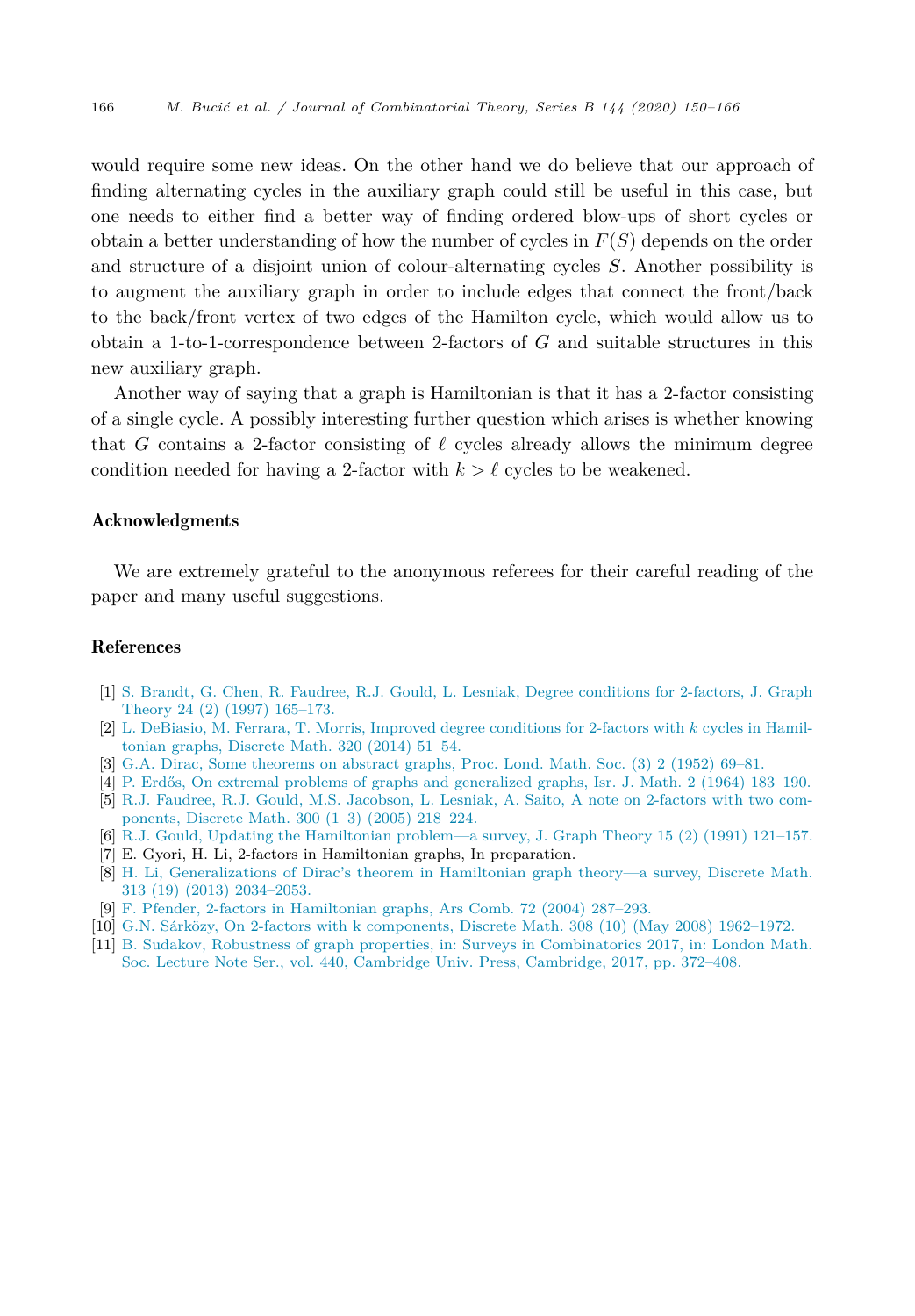would require some new ideas. On the other hand we do believe that our approach of finding alternating cycles in the auxiliary graph could still be useful in this case, but one needs to either find a better way of finding ordered blow-ups of short cycles or obtain a better understanding of how the number of cycles in $F(S)$ depends on the order and structure of a disjoint union of colour-alternating cycles $S$. Another possibility is to augment the auxiliary graph in order to include edges that connect the front/back to the back/front vertex of two edges of the Hamilton cycle, which would allow us to obtain a 1-to-1-correspondence between 2-factors of $G$ and suitable structures in this new auxiliary graph.

Another way of saying that a graph is Hamiltonian is that it has a 2-factor consisting of a single cycle. A possibly interesting further question which arises is whether knowing that $G$ contains a 2-factor consisting of $\ell$ cycles already allows the minimum degree condition needed for having a 2-factor with $k > \ell$ cycles to be weakened.

## Acknowledgments

We are extremely grateful to the anonymous referees for their careful reading of the paper and many useful suggestions.

## References

[1] S. Brandt, G. Chen, R. Faudree, R.J. Gould, L. Lesniak, Degree conditions for 2-factors, J. Graph Theory 24 (2) (1997) 165–173.

[2] L. DeBiasio, M. Ferrara, T. Morris, Improved degree conditions for 2-factors with $k$ cycles in Hamiltonian graphs, Discrete Math. 320 (2014) 51–54.

[3] G.A. Dirac, Some theorems on abstract graphs, Proc. Lond. Math. Soc. (3) 2 (1952) 69–81.

[4] P. Erdős, On extremal problems of graphs and generalized graphs, Isr. J. Math. 2 (1964) 183–190.

[5] R.J. Faudree, R.J. Gould, M.S. Jacobson, L. Lesniak, A. Saito, A note on 2-factors with two components, Discrete Math. 300 (1–3) (2005) 218–224.

[6] R.J. Gould, Updating the Hamiltonian problem—a survey, J. Graph Theory 15 (2) (1991) 121–157.

[7] E. Gyori, H. Li, 2-factors in Hamiltonian graphs, In preparation.

[8] H. Li, Generalizations of Dirac's theorem in Hamiltonian graph theory—a survey, Discrete Math. 313 (19) (2013) 2034–2053.

[9] F. Pfender, 2-factors in Hamiltonian graphs, Ars Comb. 72 (2004) 287–293.

[10] G.N. Sárközy, On 2-factors with k components, Discrete Math. 308 (10) (May 2008) 1962–1972.

[11] B. Sudakov, Robustness of graph properties, in: Surveys in Combinatorics 2017, in: London Math. Soc. Lecture Note Ser., vol. 440, Cambridge Univ. Press, Cambridge, 2017, pp. 372–408.